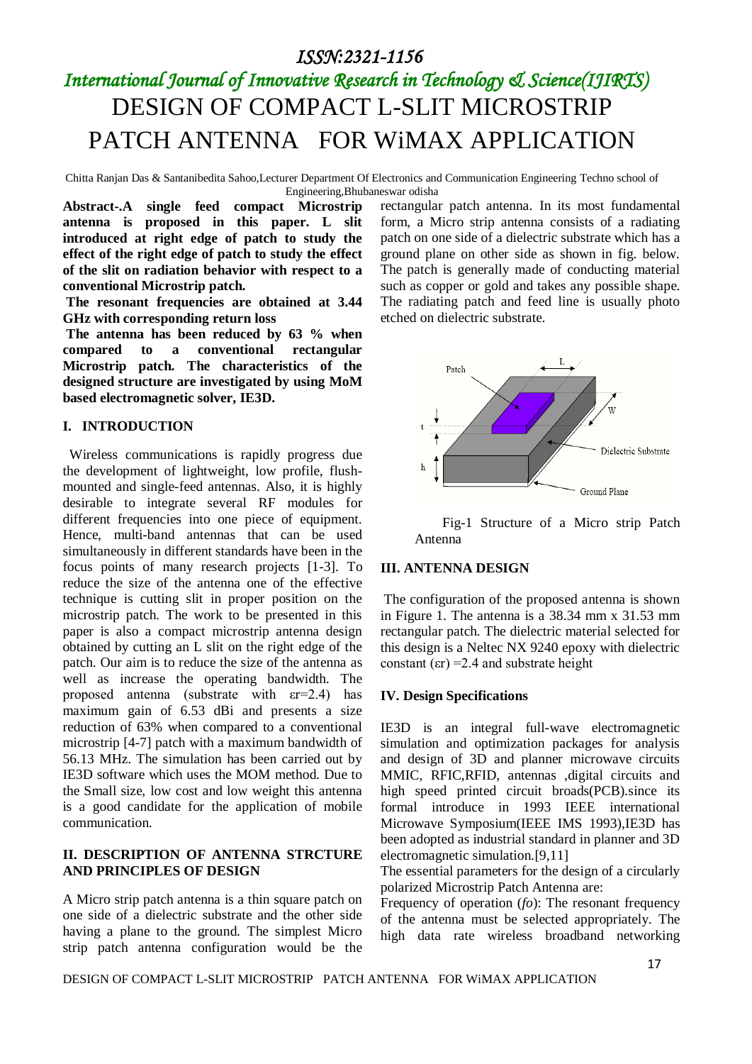# DESIGN OF COMPACT L-SLIT MICROSTRIP PATCH ANTENNA FOR WiMAX APPLICATION

Chitta Ranjan Das & Santanibedita Sahoo,Lecturer Department Of Electronics and Communication Engineering Techno school of Engineering,Bhubaneswar odisha

**Abstract-.A single feed compact Microstrip antenna is proposed in this paper. L slit introduced at right edge of patch to study the effect of the right edge of patch to study the effect of the slit on radiation behavior with respect to a conventional Microstrip patch.**

**The resonant frequencies are obtained at 3.44 GHz with corresponding return loss**

**The antenna has been reduced by 63 % when compared to a conventional rectangular Microstrip patch. The characteristics of the designed structure are investigated by using MoM based electromagnetic solver, IE3D.**

## I. INTRODUCTION

Wireless communications is rapidly progress due the development of lightweight, low profile, flush-mounted and single-feed antennas. Also, it is highly desirable to integrate several RF modules for different frequencies into one piece of equipment. Hence, multi-band antennas that can be used simultaneously in different standards have been in the focus points of many research projects [1-3]. To reduce the size of the antenna one of the effective technique is cutting slit in proper position on the microstrip patch. The work to be presented in this paper is also a compact microstrip antenna design obtained by cutting an L slit on the right edge of the patch. Our aim is to reduce the size of the antenna as well as increase the operating bandwidth. The proposed antenna (substrate with $\varepsilon r$=2.4) has maximum gain of 6.53 dBi and presents a size reduction of 63% when compared to a conventional microstrip [4-7] patch with a maximum bandwidth of 56.13 MHz. The simulation has been carried out by IE3D software which uses the MOM method. Due to the Small size, low cost and low weight this antenna is a good candidate for the application of mobile communication.

## II. DESCRIPTION OF ANTENNA STRCTURE AND PRINCIPLES OF DESIGN

A Micro strip patch antenna is a thin square patch on one side of a dielectric substrate and the other side having a plane to the ground. The simplest Micro strip patch antenna configuration would be the rectangular patch antenna. In its most fundamental form, a Micro strip antenna consists of a radiating patch on one side of a dielectric substrate which has a ground plane on other side as shown in fig. below. The patch is generally made of conducting material such as copper or gold and takes any possible shape. The radiating patch and feed line is usually photo etched on dielectric substrate.

Fig-1 Structure of a Micro strip Patch Antenna

## III. ANTENNA DESIGN

The configuration of the proposed antenna is shown in Figure 1. The antenna is a 38.34 mm x 31.53 mm rectangular patch. The dielectric material selected for this design is a Neltec NX 9240 epoxy with dielectric constant ($\varepsilon r$) =2.4 and substrate height

## IV. Design Specifications

IE3D is an integral full-wave electromagnetic simulation and optimization packages for analysis and design of 3D and planner microwave circuits MMIC, RFIC,RFID, antennas ,digital circuits and high speed printed circuit broads(PCB).since its formal introduce in 1993 IEEE international Microwave Symposium(IEEE IMS 1993),IE3D has been adopted as industrial standard in planner and 3D electromagnetic simulation.[9,11]

The essential parameters for the design of a circularly polarized Microstrip Patch Antenna are:

Frequency of operation (*fo*): The resonant frequency of the antenna must be selected appropriately. The high data rate wireless broadband networking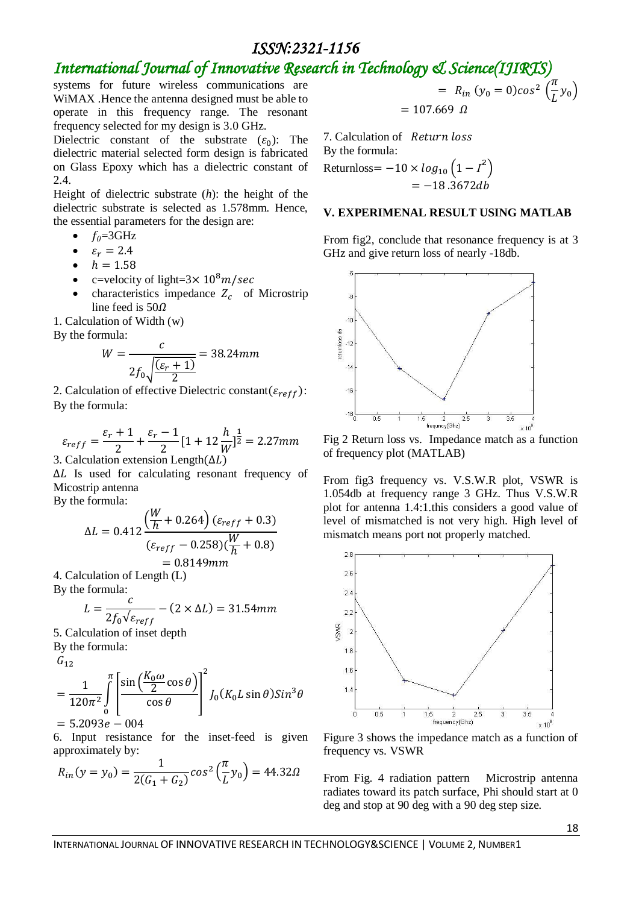systems for future wireless communications are WiMAX .Hence the antenna designed must be able to operate in this frequency range. The resonant frequency selected for my design is 3.0 GHz.

Dielectric constant of the substrate ($\varepsilon_0$): The dielectric material selected form design is fabricated on Glass Epoxy which has a dielectric constant of 2.4.

Height of dielectric substrate (*h*): the height of the dielectric substrate is selected as 1.578mm. Hence, the essential parameters for the design are:

- $f_0$=3GHz
- $\varepsilon_r = 2.4$
- $h = 1.58$
- c=velocity of light=3× $10^8 m/sec$
- characteristics impedance $Z_c$ of Microstrip line feed is 50$\Omega$

1. Calculation of Width (w)

By the formula:

$$W = \frac{c}{2f_0\sqrt{\frac{(\varepsilon_r + 1)}{2}}} = 38.24mm$$

2. Calculation of effective Dielectric constant($\varepsilon_{reff}$):

By the formula:

$$\varepsilon_{reff} = \frac{\varepsilon_r + 1}{2} + \frac{\varepsilon_r - 1}{2}[1 + 12\frac{h}{W}]^{\frac{1}{2}} = 2.27mm$$

3. Calculation extension Length($\Delta L$)

$\Delta L$ Is used for calculating resonant frequency of Micostrip antenna

By the formula:

$$\Delta L = 0.412\frac{\left(\frac{W}{h} + 0.264\right)(\varepsilon_{reff} + 0.3)}{(\varepsilon_{reff} - 0.258)(\frac{W}{h} + 0.8)} = 0.8149mm$$

4. Calculation of Length (L)

By the formula:

$$L = \frac{c}{2f_0\sqrt{\varepsilon_{reff}}} - (2 \times \Delta L) = 31.54mm$$

5. Calculation of inset depth

By the formula:

$$G_{12} = \frac{1}{120\pi^2}\int_0^{\pi}\left[\frac{\sin\left(\frac{K_0\omega}{2}\cos\theta\right)}{\cos\theta}\right]^2 J_0(K_0 L\sin\theta)Sin^3\theta = 5.2093e - 004$$

6. Input resistance for the inset-feed is given approximately by:

$$R_{in}(y = y_0) = \frac{1}{2(G_1 + G_2)}cos^2\left(\frac{\pi}{L}y_0\right) = 44.32\Omega$$

$$= R_{in}(y_0 = 0)cos^2\left(\frac{\pi}{L}y_0\right) = 107.669\ \Omega$$

7. Calculation of *Return loss*

By the formula:

$$\text{Returnloss} = -10 \times log_{10}\left(1 - I^2\right) = -18.3672db$$

## V. EXPERIMENAL RESULT USING MATLAB

From fig2, conclude that resonance frequency is at 3 GHz and give return loss of nearly -18db.

Fig 2 Return loss vs. Impedance match as a function of frequency plot (MATLAB)

From fig3 frequency vs. V.S.W.R plot, VSWR is 1.054db at frequency range 3 GHz. Thus V.S.W.R plot for antenna 1.4:1.this considers a good value of level of mismatched is not very high. High level of mismatch means port not properly matched.

Figure 3 shows the impedance match as a function of frequency vs. VSWR

From Fig. 4 radiation pattern Microstrip antenna radiates toward its patch surface, Phi should start at 0 deg and stop at 90 deg with a 90 deg step size.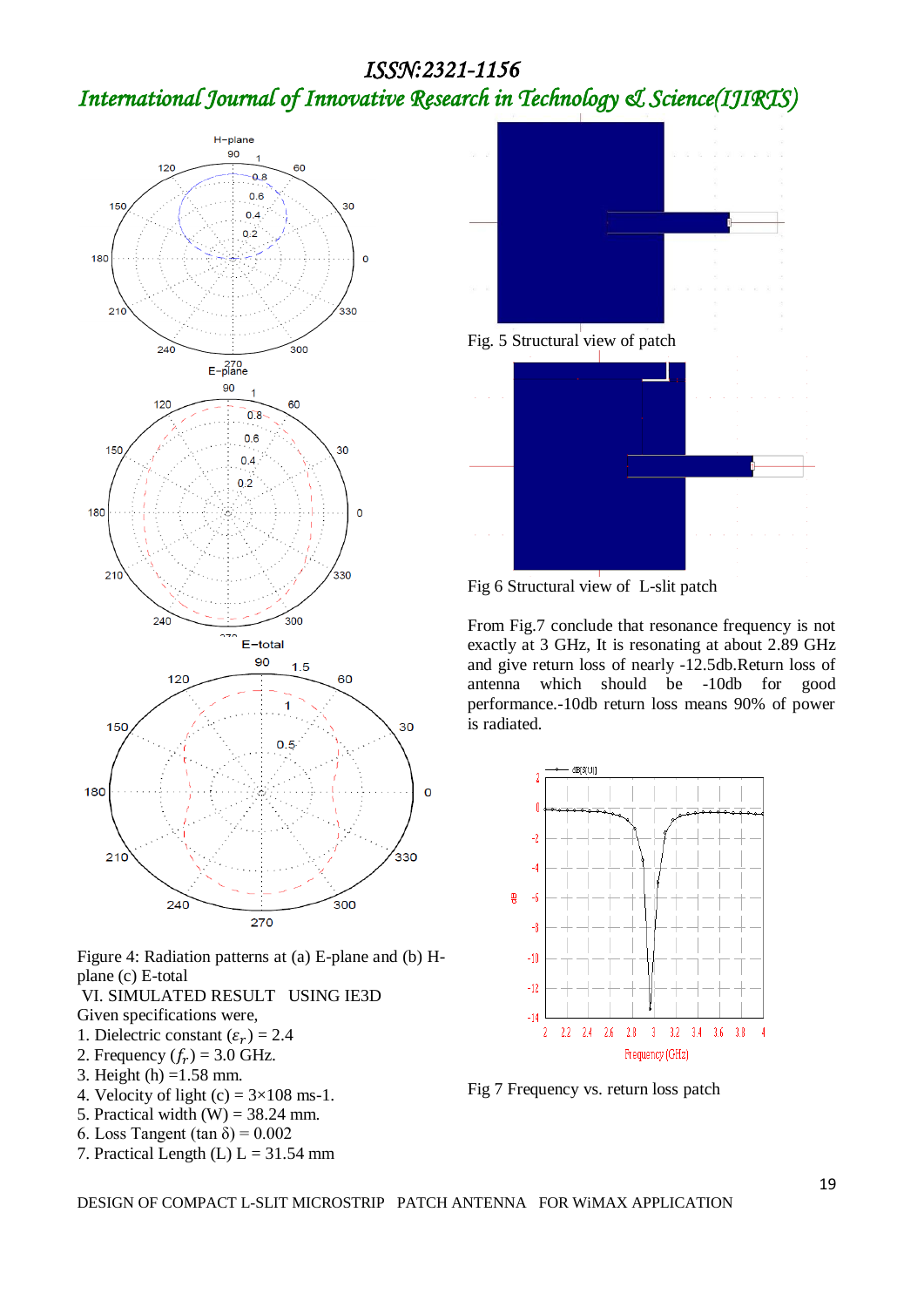Figure 4: Radiation patterns at (a) E-plane and (b) H-plane (c) E-total

VI. SIMULATED RESULT USING IE3D

Given specifications were,

1. Dielectric constant ($\varepsilon_r$) = 2.4
2. Frequency ($f_r$) = 3.0 GHz.
3. Height (h) =1.58 mm.
4. Velocity of light (c) = 3×108 ms-1.
5. Practical width (W) = 38.24 mm.
6. Loss Tangent (tan δ) = 0.002
7. Practical Length (L) L = 31.54 mm

Fig. 5 Structural view of patch

Fig 6 Structural view of L-slit patch

From Fig.7 conclude that resonance frequency is not exactly at 3 GHz, It is resonating at about 2.89 GHz and give return loss of nearly -12.5db.Return loss of antenna which should be -10db for good performance.-10db return loss means 90% of power is radiated.

Fig 7 Frequency vs. return loss patch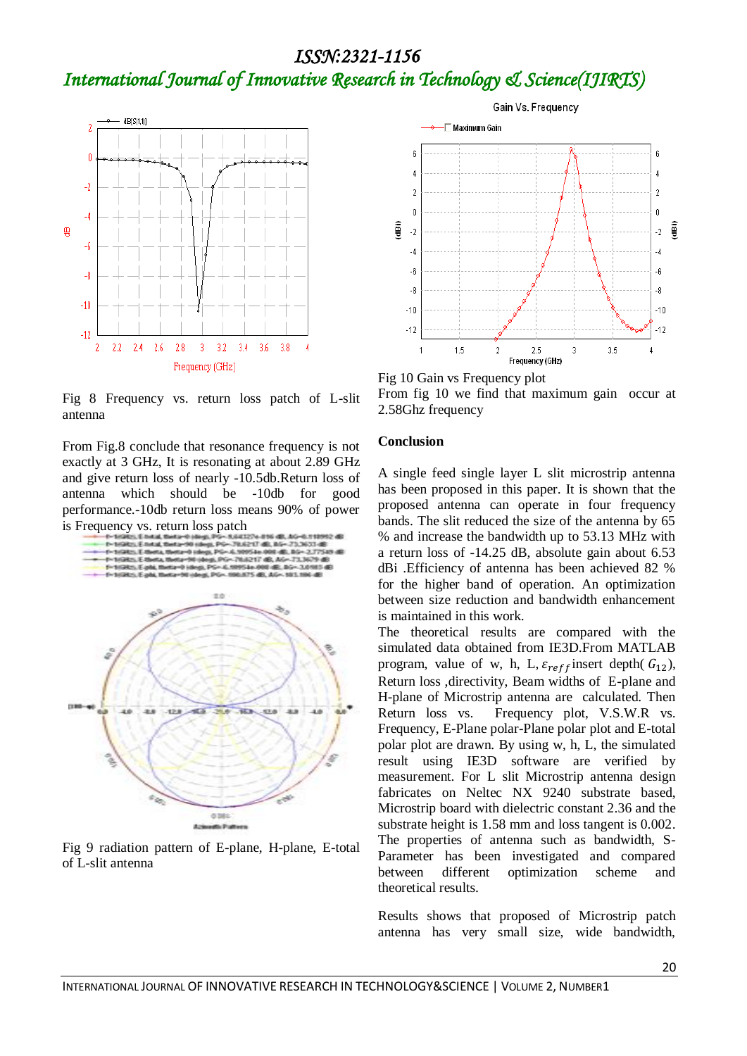Fig 8 Frequency vs. return loss patch of L-slit antenna

From Fig.8 conclude that resonance frequency is not exactly at 3 GHz, It is resonating at about 2.89 GHz and give return loss of nearly -10.5db.Return loss of antenna which should be -10db for good performance.-10db return loss means 90% of power is Frequency vs. return loss patch

Fig 9 radiation pattern of E-plane, H-plane, E-total of L-slit antenna

Fig 10 Gain vs Frequency plot

From fig 10 we find that maximum gain occur at 2.58Ghz frequency

**Conclusion**

A single feed single layer L slit microstrip antenna has been proposed in this paper. It is shown that the proposed antenna can operate in four frequency bands. The slit reduced the size of the antenna by 65 % and increase the bandwidth up to 53.13 MHz with a return loss of -14.25 dB, absolute gain about 6.53 dBi .Efficiency of antenna has been achieved 82 % for the higher band of operation. An optimization between size reduction and bandwidth enhancement is maintained in this work.

The theoretical results are compared with the simulated data obtained from IE3D.From MATLAB program, value of w, h, L, $\varepsilon_{reff}$ insert depth( $G_{12}$), Return loss ,directivity, Beam widths of E-plane and H-plane of Microstrip antenna are calculated. Then Return loss vs. Frequency plot, V.S.W.R vs. Frequency, E-Plane polar-Plane polar plot and E-total polar plot are drawn. By using w, h, L, the simulated result using IE3D software are verified by measurement. For L slit Microstrip antenna design fabricates on Neltec NX 9240 substrate based, Microstrip board with dielectric constant 2.36 and the substrate height is 1.58 mm and loss tangent is 0.002. The properties of antenna such as bandwidth, S-Parameter has been investigated and compared between different optimization scheme and theoretical results.

Results shows that proposed of Microstrip patch antenna has very small size, wide bandwidth,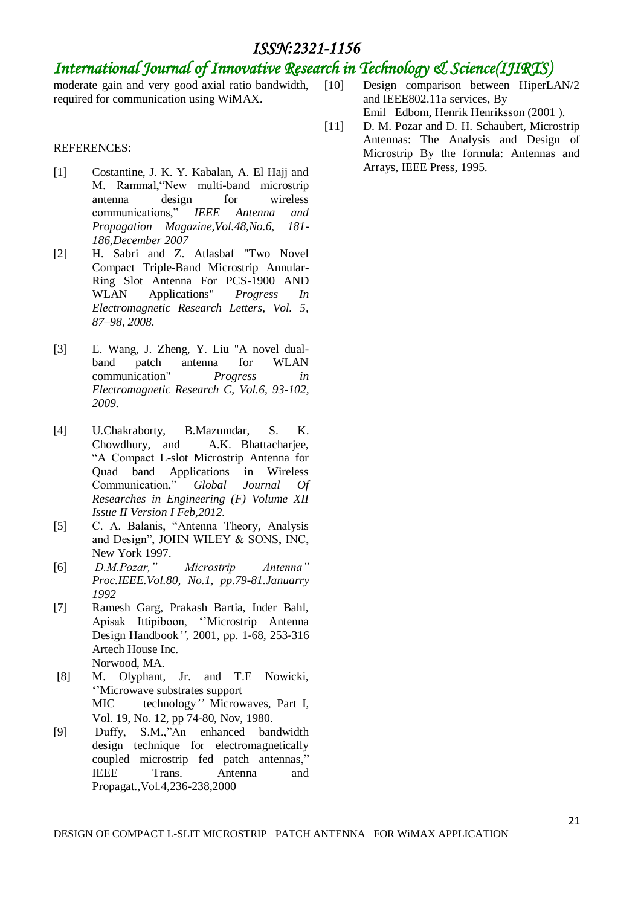moderate gain and very good axial ratio bandwidth, required for communication using WiMAX.

REFERENCES:

[1] Costantine, J. K. Y. Kabalan, A. El Hajj and M. Rammal,"New multi-band microstrip antenna design for wireless communications," *IEEE Antenna and Propagation Magazine,Vol.48,No.6, 181-186,December 2007*

[2] H. Sabri and Z. Atlasbaf "Two Novel Compact Triple-Band Microstrip Annular-Ring Slot Antenna For PCS-1900 AND WLAN Applications" *Progress In Electromagnetic Research Letters, Vol. 5, 87–98, 2008.*

[3] E. Wang, J. Zheng, Y. Liu "A novel dual-band patch antenna for WLAN communication" *Progress in Electromagnetic Research C, Vol.6, 93-102, 2009.*

[4] U.Chakraborty, B.Mazumdar, S. K. Chowdhury, and A.K. Bhattacharjee, "A Compact L-slot Microstrip Antenna for Quad band Applications in Wireless Communication," *Global Journal Of Researches in Engineering (F) Volume XII Issue II Version I Feb,2012.*

[5] C. A. Balanis, "Antenna Theory, Analysis and Design", JOHN WILEY & SONS, INC, New York 1997.

[6] *D.M.Pozar," Microstrip Antenna" Proc.IEEE.Vol.80, No.1, pp.79-81.Januarry 1992*

[7] Ramesh Garg, Prakash Bartia, Inder Bahl, Apisak Ittipiboon, ''Microstrip Antenna Design Handbook'', 2001, pp. 1-68, 253-316 Artech House Inc. Norwood, MA.

[8] M. Olyphant, Jr. and T.E Nowicki, ''Microwave substrates support MIC technology'' Microwaves, Part I, Vol. 19, No. 12, pp 74-80, Nov, 1980.

[9] Duffy, S.M.,"An enhanced bandwidth design technique for electromagnetically coupled microstrip fed patch antennas," IEEE Trans. Antenna and Propagat.,Vol.4,236-238,2000

[10] Design comparison between HiperLAN/2 and IEEE802.11a services, By Emil Edbom, Henrik Henriksson (2001 ).

[11] D. M. Pozar and D. H. Schaubert, Microstrip Antennas: The Analysis and Design of Microstrip By the formula: Antennas and Arrays, IEEE Press, 1995.